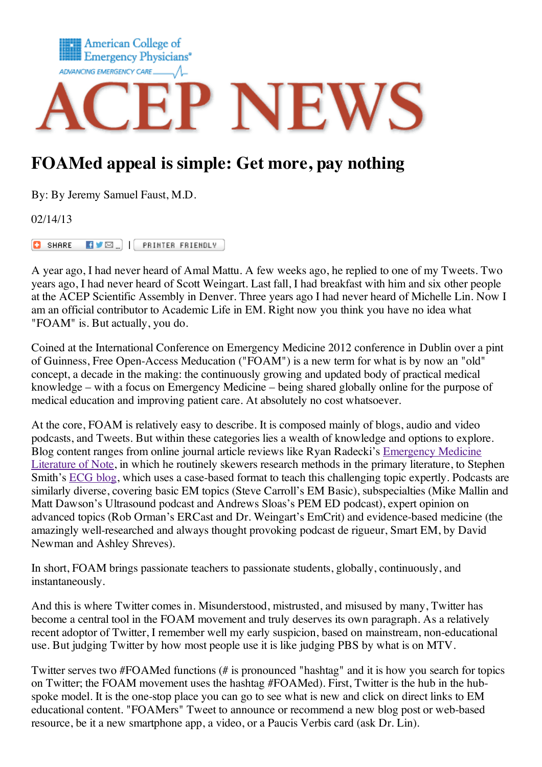American College of Emergency Physicians®

ADVANCING EMERGENCY CARE

# ACEP NEWS

## FOAMed appeal is simple: Get more, pay nothing

By: By Jeremy Samuel Faust, M.D.

02/14/13

SHARE | PRINTER FRIENDLY

A year ago, I had never heard of Amal Mattu. A few weeks ago, he replied to one of my Tweets. Two years ago, I had never heard of Scott Weingart. Last fall, I had breakfast with him and six other people at the ACEP Scientific Assembly in Denver. Three years ago I had never heard of Michelle Lin. Now I am an official contributor to Academic Life in EM. Right now you think you have no idea what "FOAM" is. But actually, you do.

Coined at the International Conference on Emergency Medicine 2012 conference in Dublin over a pint of Guinness, Free Open-Access Meducation ("FOAM") is a new term for what is by now an "old" concept, a decade in the making: the continuously growing and updated body of practical medical knowledge – with a focus on Emergency Medicine – being shared globally online for the purpose of medical education and improving patient care. At absolutely no cost whatsoever.

At the core, FOAM is relatively easy to describe. It is composed mainly of blogs, audio and video podcasts, and Tweets. But within these categories lies a wealth of knowledge and options to explore. Blog content ranges from online journal article reviews like Ryan Radecki's Emergency Medicine Literature of Note, in which he routinely skewers research methods in the primary literature, to Stephen Smith's ECG blog, which uses a case-based format to teach this challenging topic expertly. Podcasts are similarly diverse, covering basic EM topics (Steve Carroll's EM Basic), subspecialties (Mike Mallin and Matt Dawson's Ultrasound podcast and Andrews Sloas's PEM ED podcast), expert opinion on advanced topics (Rob Orman's ERCast and Dr. Weingart's EmCrit) and evidence-based medicine (the amazingly well-researched and always thought provoking podcast de rigueur, Smart EM, by David Newman and Ashley Shreves).

In short, FOAM brings passionate teachers to passionate students, globally, continuously, and instantaneously.

And this is where Twitter comes in. Misunderstood, mistrusted, and misused by many, Twitter has become a central tool in the FOAM movement and truly deserves its own paragraph. As a relatively recent adoptor of Twitter, I remember well my early suspicion, based on mainstream, non-educational use. But judging Twitter by how most people use it is like judging PBS by what is on MTV.

Twitter serves two #FOAMed functions (# is pronounced "hashtag" and it is how you search for topics on Twitter; the FOAM movement uses the hashtag #FOAMed). First, Twitter is the hub in the hub-spoke model. It is the one-stop place you can go to see what is new and click on direct links to EM educational content. "FOAMers" Tweet to announce or recommend a new blog post or web-based resource, be it a new smartphone app, a video, or a Paucis Verbis card (ask Dr. Lin).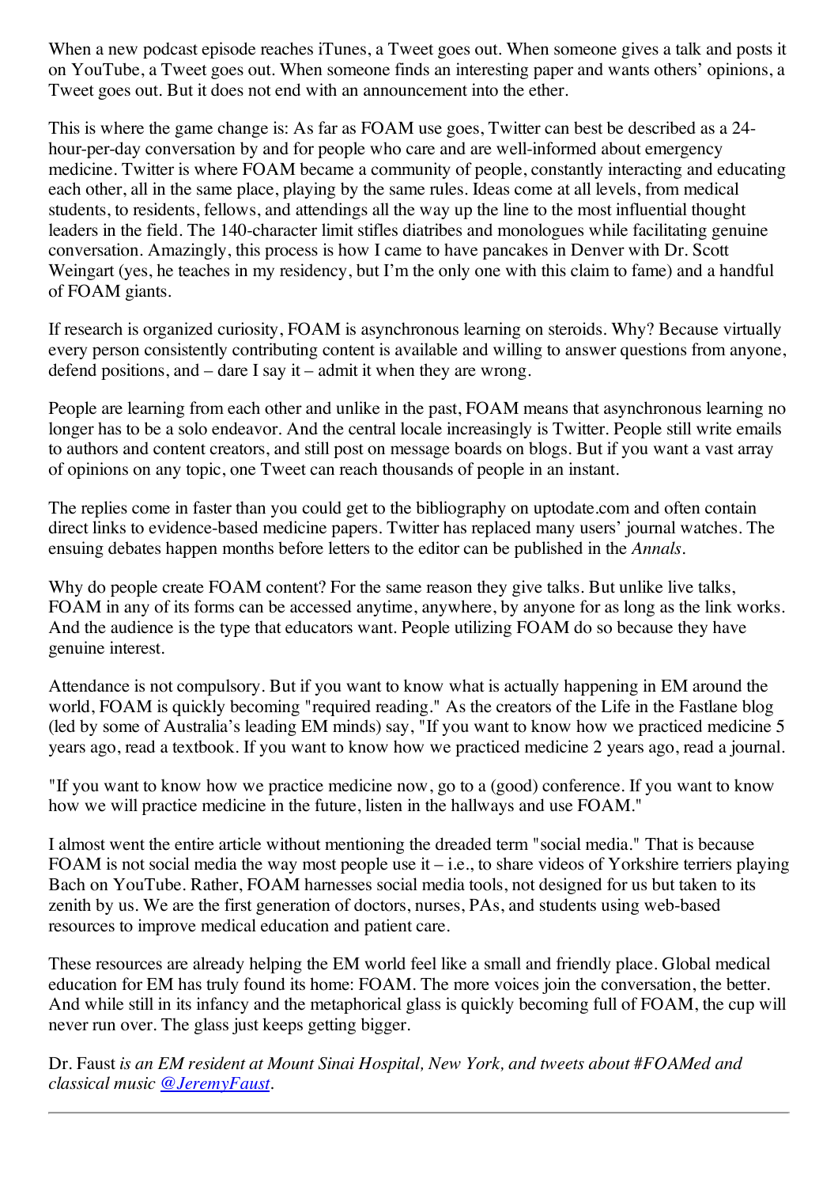When a new podcast episode reaches iTunes, a Tweet goes out. When someone gives a talk and posts it on YouTube, a Tweet goes out. When someone finds an interesting paper and wants others' opinions, a Tweet goes out. But it does not end with an announcement into the ether.

This is where the game change is: As far as FOAM use goes, Twitter can best be described as a 24-hour-per-day conversation by and for people who care and are well-informed about emergency medicine. Twitter is where FOAM became a community of people, constantly interacting and educating each other, all in the same place, playing by the same rules. Ideas come at all levels, from medical students, to residents, fellows, and attendings all the way up the line to the most influential thought leaders in the field. The 140-character limit stifles diatribes and monologues while facilitating genuine conversation. Amazingly, this process is how I came to have pancakes in Denver with Dr. Scott Weingart (yes, he teaches in my residency, but I'm the only one with this claim to fame) and a handful of FOAM giants.

If research is organized curiosity, FOAM is asynchronous learning on steroids. Why? Because virtually every person consistently contributing content is available and willing to answer questions from anyone, defend positions, and – dare I say it – admit it when they are wrong.

People are learning from each other and unlike in the past, FOAM means that asynchronous learning no longer has to be a solo endeavor. And the central locale increasingly is Twitter. People still write emails to authors and content creators, and still post on message boards on blogs. But if you want a vast array of opinions on any topic, one Tweet can reach thousands of people in an instant.

The replies come in faster than you could get to the bibliography on uptodate.com and often contain direct links to evidence-based medicine papers. Twitter has replaced many users' journal watches. The ensuing debates happen months before letters to the editor can be published in the *Annals*.

Why do people create FOAM content? For the same reason they give talks. But unlike live talks, FOAM in any of its forms can be accessed anytime, anywhere, by anyone for as long as the link works. And the audience is the type that educators want. People utilizing FOAM do so because they have genuine interest.

Attendance is not compulsory. But if you want to know what is actually happening in EM around the world, FOAM is quickly becoming "required reading." As the creators of the Life in the Fastlane blog (led by some of Australia's leading EM minds) say, "If you want to know how we practiced medicine 5 years ago, read a textbook. If you want to know how we practiced medicine 2 years ago, read a journal.

"If you want to know how we practice medicine now, go to a (good) conference. If you want to know how we will practice medicine in the future, listen in the hallways and use FOAM."

I almost went the entire article without mentioning the dreaded term "social media." That is because FOAM is not social media the way most people use it – i.e., to share videos of Yorkshire terriers playing Bach on YouTube. Rather, FOAM harnesses social media tools, not designed for us but taken to its zenith by us. We are the first generation of doctors, nurses, PAs, and students using web-based resources to improve medical education and patient care.

These resources are already helping the EM world feel like a small and friendly place. Global medical education for EM has truly found its home: FOAM. The more voices join the conversation, the better. And while still in its infancy and the metaphorical glass is quickly becoming full of FOAM, the cup will never run over. The glass just keeps getting bigger.

Dr. Faust *is an EM resident at Mount Sinai Hospital, New York, and tweets about #FOAMed and classical music @JeremyFaust.*

---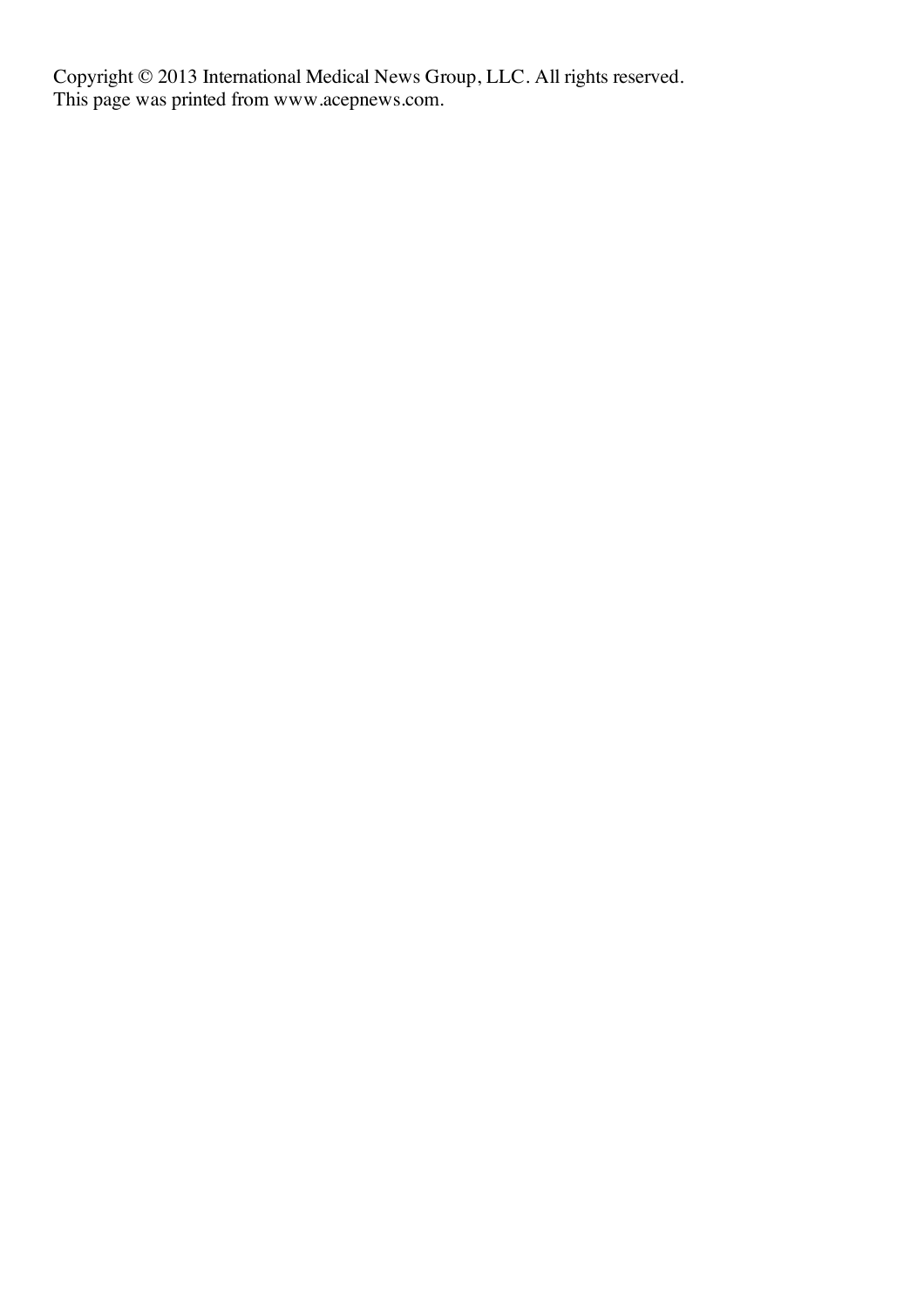Copyright © 2013 International Medical News Group, LLC. All rights reserved.
This page was printed from www.acepnews.com.